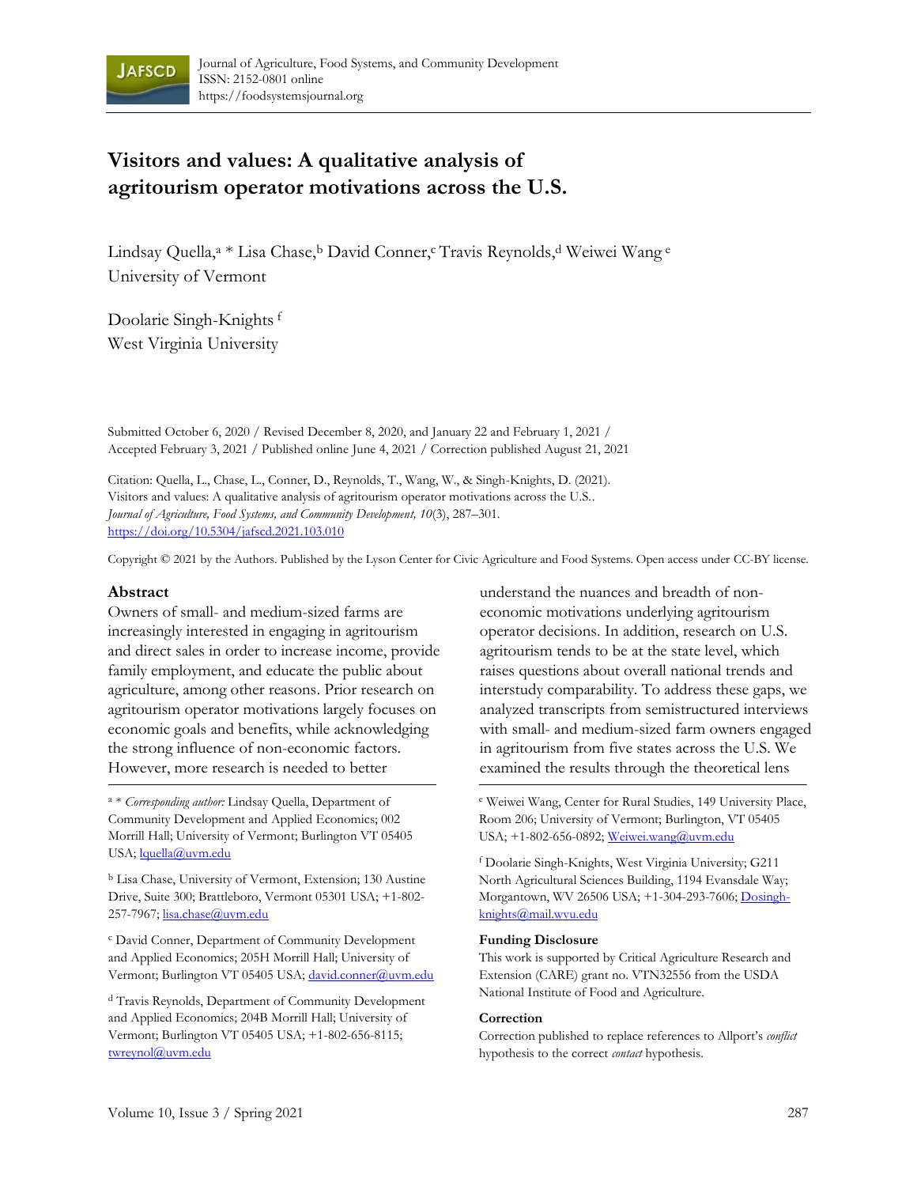Journal of Agriculture, Food Systems, and Community Development
ISSN: 2152-0801 online
https://foodsystemsjournal.org

# Visitors and values: A qualitative analysis of agritourism operator motivations across the U.S.

Lindsay Quella,[a] * Lisa Chase,[b] David Conner,[c] Travis Reynolds,[d] Weiwei Wang [e]
University of Vermont

Doolarie Singh-Knights [f]
West Virginia University

Submitted October 6, 2020 / Revised December 8, 2020, and January 22 and February 1, 2021 / Accepted February 3, 2021 / Published online June 4, 2021 / Correction published August 21, 2021

Citation: Quella, L., Chase, L., Conner, D., Reynolds, T., Wang, W., & Singh-Knights, D. (2021). Visitors and values: A qualitative analysis of agritourism operator motivations across the U.S.. *Journal of Agriculture, Food Systems, and Community Development, 10*(3), 287–301. https://doi.org/10.5304/jafscd.2021.103.010

Copyright © 2021 by the Authors. Published by the Lyson Center for Civic Agriculture and Food Systems. Open access under CC-BY license.

## Abstract

Owners of small- and medium-sized farms are increasingly interested in engaging in agritourism and direct sales in order to increase income, provide family employment, and educate the public about agriculture, among other reasons. Prior research on agritourism operator motivations largely focuses on economic goals and benefits, while acknowledging the strong influence of non-economic factors. However, more research is needed to better understand the nuances and breadth of non-economic motivations underlying agritourism operator decisions. In addition, research on U.S. agritourism tends to be at the state level, which raises questions about overall national trends and interstudy comparability. To address these gaps, we analyzed transcripts from semistructured interviews with small- and medium-sized farm owners engaged in agritourism from five states across the U.S. We examined the results through the theoretical lens

[a] * *Corresponding author:* Lindsay Quella, Department of Community Development and Applied Economics; 002 Morrill Hall; University of Vermont; Burlington VT 05405 USA; lquella@uvm.edu

[b] Lisa Chase, University of Vermont, Extension; 130 Austine Drive, Suite 300; Brattleboro, Vermont 05301 USA; +1-802-257-7967; lisa.chase@uvm.edu

[c] David Conner, Department of Community Development and Applied Economics; 205H Morrill Hall; University of Vermont; Burlington VT 05405 USA; david.conner@uvm.edu

[d] Travis Reynolds, Department of Community Development and Applied Economics; 204B Morrill Hall; University of Vermont; Burlington VT 05405 USA; +1-802-656-8115; twreynol@uvm.edu

[e] Weiwei Wang, Center for Rural Studies, 149 University Place, Room 206; University of Vermont; Burlington, VT 05405 USA; +1-802-656-0892; Weiwei.wang@uvm.edu

[f] Doolarie Singh-Knights, West Virginia University; G211 North Agricultural Sciences Building, 1194 Evansdale Way; Morgantown, WV 26506 USA; +1-304-293-7606; Dosingh-knights@mail.wvu.edu

### Funding Disclosure

This work is supported by Critical Agriculture Research and Extension (CARE) grant no. VTN32556 from the USDA National Institute of Food and Agriculture.

### Correction

Correction published to replace references to Allport's *conflict* hypothesis to the correct *contact* hypothesis.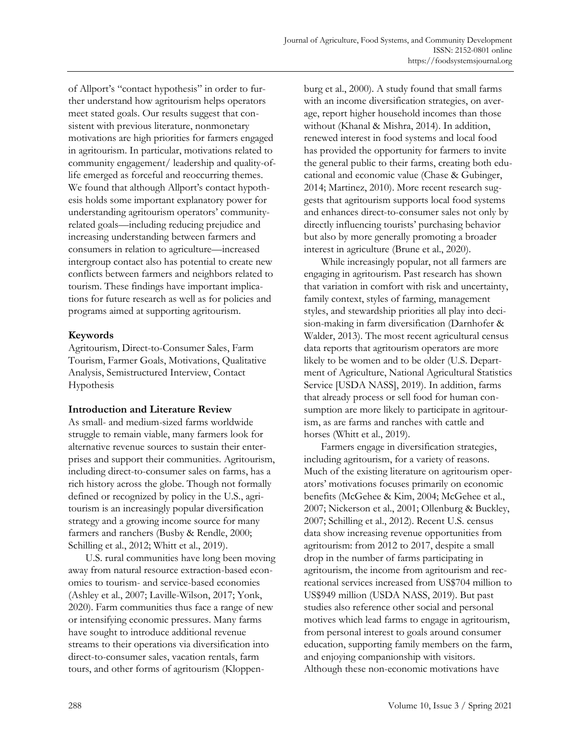of Allport's "contact hypothesis" in order to further understand how agritourism helps operators meet stated goals. Our results suggest that consistent with previous literature, nonmonetary motivations are high priorities for farmers engaged in agritourism. In particular, motivations related to community engagement/ leadership and quality-of-life emerged as forceful and reoccurring themes. We found that although Allport's contact hypothesis holds some important explanatory power for understanding agritourism operators' community-related goals—including reducing prejudice and increasing understanding between farmers and consumers in relation to agriculture—increased intergroup contact also has potential to create new conflicts between farmers and neighbors related to tourism. These findings have important implications for future research as well as for policies and programs aimed at supporting agritourism.

## Keywords

Agritourism, Direct-to-Consumer Sales, Farm Tourism, Farmer Goals, Motivations, Qualitative Analysis, Semistructured Interview, Contact Hypothesis

## Introduction and Literature Review

As small- and medium-sized farms worldwide struggle to remain viable, many farmers look for alternative revenue sources to sustain their enterprises and support their communities. Agritourism, including direct-to-consumer sales on farms, has a rich history across the globe. Though not formally defined or recognized by policy in the U.S., agritourism is an increasingly popular diversification strategy and a growing income source for many farmers and ranchers (Busby & Rendle, 2000; Schilling et al., 2012; Whitt et al., 2019).

U.S. rural communities have long been moving away from natural resource extraction-based economies to tourism- and service-based economies (Ashley et al., 2007; Laville-Wilson, 2017; Yonk, 2020). Farm communities thus face a range of new or intensifying economic pressures. Many farms have sought to introduce additional revenue streams to their operations via diversification into direct-to-consumer sales, vacation rentals, farm tours, and other forms of agritourism (Kloppenburg et al., 2000). A study found that small farms with an income diversification strategies, on average, report higher household incomes than those without (Khanal & Mishra, 2014). In addition, renewed interest in food systems and local food has provided the opportunity for farmers to invite the general public to their farms, creating both educational and economic value (Chase & Gubinger, 2014; Martinez, 2010). More recent research suggests that agritourism supports local food systems and enhances direct-to-consumer sales not only by directly influencing tourists' purchasing behavior but also by more generally promoting a broader interest in agriculture (Brune et al., 2020).

While increasingly popular, not all farmers are engaging in agritourism. Past research has shown that variation in comfort with risk and uncertainty, family context, styles of farming, management styles, and stewardship priorities all play into decision-making in farm diversification (Darnhofer & Walder, 2013). The most recent agricultural census data reports that agritourism operators are more likely to be women and to be older (U.S. Department of Agriculture, National Agricultural Statistics Service [USDA NASS], 2019). In addition, farms that already process or sell food for human consumption are more likely to participate in agritourism, as are farms and ranches with cattle and horses (Whitt et al., 2019).

Farmers engage in diversification strategies, including agritourism, for a variety of reasons. Much of the existing literature on agritourism operators' motivations focuses primarily on economic benefits (McGehee & Kim, 2004; McGehee et al., 2007; Nickerson et al., 2001; Ollenburg & Buckley, 2007; Schilling et al., 2012). Recent U.S. census data show increasing revenue opportunities from agritourism: from 2012 to 2017, despite a small drop in the number of farms participating in agritourism, the income from agritourism and recreational services increased from US$704 million to US$949 million (USDA NASS, 2019). But past studies also reference other social and personal motives which lead farms to engage in agritourism, from personal interest to goals around consumer education, supporting family members on the farm, and enjoying companionship with visitors. Although these non-economic motivations have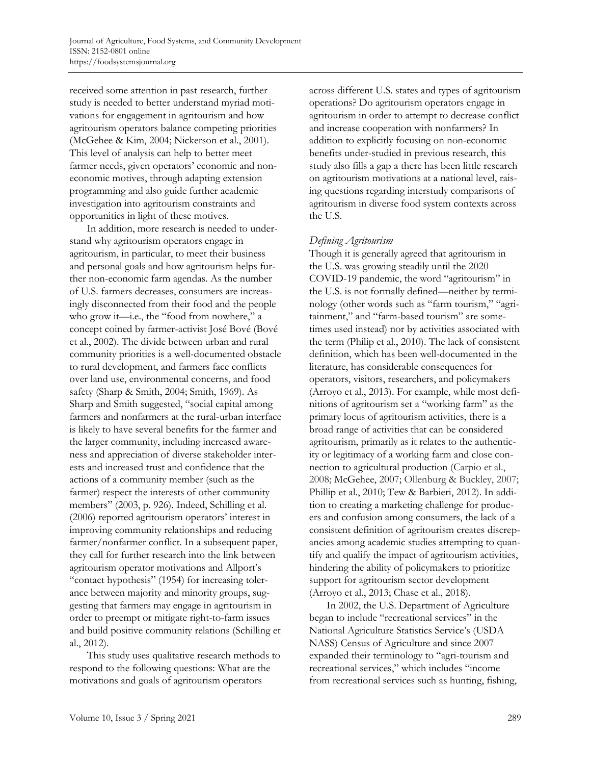received some attention in past research, further study is needed to better understand myriad motivations for engagement in agritourism and how agritourism operators balance competing priorities (McGehee & Kim, 2004; Nickerson et al., 2001). This level of analysis can help to better meet farmer needs, given operators' economic and non-economic motives, through adapting extension programming and also guide further academic investigation into agritourism constraints and opportunities in light of these motives.

In addition, more research is needed to understand why agritourism operators engage in agritourism, in particular, to meet their business and personal goals and how agritourism helps further non-economic farm agendas. As the number of U.S. farmers decreases, consumers are increasingly disconnected from their food and the people who grow it—i.e., the "food from nowhere," a concept coined by farmer-activist José Bové (Bové et al., 2002). The divide between urban and rural community priorities is a well-documented obstacle to rural development, and farmers face conflicts over land use, environmental concerns, and food safety (Sharp & Smith, 2004; Smith, 1969). As Sharp and Smith suggested, "social capital among farmers and nonfarmers at the rural-urban interface is likely to have several benefits for the farmer and the larger community, including increased awareness and appreciation of diverse stakeholder interests and increased trust and confidence that the actions of a community member (such as the farmer) respect the interests of other community members" (2003, p. 926). Indeed, Schilling et al. (2006) reported agritourism operators' interest in improving community relationships and reducing farmer/nonfarmer conflict. In a subsequent paper, they call for further research into the link between agritourism operator motivations and Allport's "contact hypothesis" (1954) for increasing tolerance between majority and minority groups, suggesting that farmers may engage in agritourism in order to preempt or mitigate right-to-farm issues and build positive community relations (Schilling et al., 2012).

This study uses qualitative research methods to respond to the following questions: What are the motivations and goals of agritourism operators across different U.S. states and types of agritourism operations? Do agritourism operators engage in agritourism in order to attempt to decrease conflict and increase cooperation with nonfarmers? In addition to explicitly focusing on non-economic benefits under-studied in previous research, this study also fills a gap there has been little research on agritourism motivations at a national level, raising questions regarding interstudy comparisons of agritourism in diverse food system contexts across the U.S.

### *Defining Agritourism*

Though it is generally agreed that agritourism in the U.S. was growing steadily until the 2020 COVID-19 pandemic, the word "agritourism" in the U.S. is not formally defined—neither by terminology (other words such as "farm tourism," "agritainment," and "farm-based tourism" are sometimes used instead) nor by activities associated with the term (Philip et al., 2010). The lack of consistent definition, which has been well-documented in the literature, has considerable consequences for operators, visitors, researchers, and policymakers (Arroyo et al., 2013). For example, while most definitions of agritourism set a "working farm" as the primary locus of agritourism activities, there is a broad range of activities that can be considered agritourism, primarily as it relates to the authenticity or legitimacy of a working farm and close connection to agricultural production (Carpio et al., 2008; McGehee, 2007; Ollenburg & Buckley, 2007; Phillip et al., 2010; Tew & Barbieri, 2012). In addition to creating a marketing challenge for producers and confusion among consumers, the lack of a consistent definition of agritourism creates discrepancies among academic studies attempting to quantify and qualify the impact of agritourism activities, hindering the ability of policymakers to prioritize support for agritourism sector development (Arroyo et al., 2013; Chase et al., 2018).

In 2002, the U.S. Department of Agriculture began to include "recreational services" in the National Agriculture Statistics Service's (USDA NASS) Census of Agriculture and since 2007 expanded their terminology to "agri-tourism and recreational services," which includes "income from recreational services such as hunting, fishing,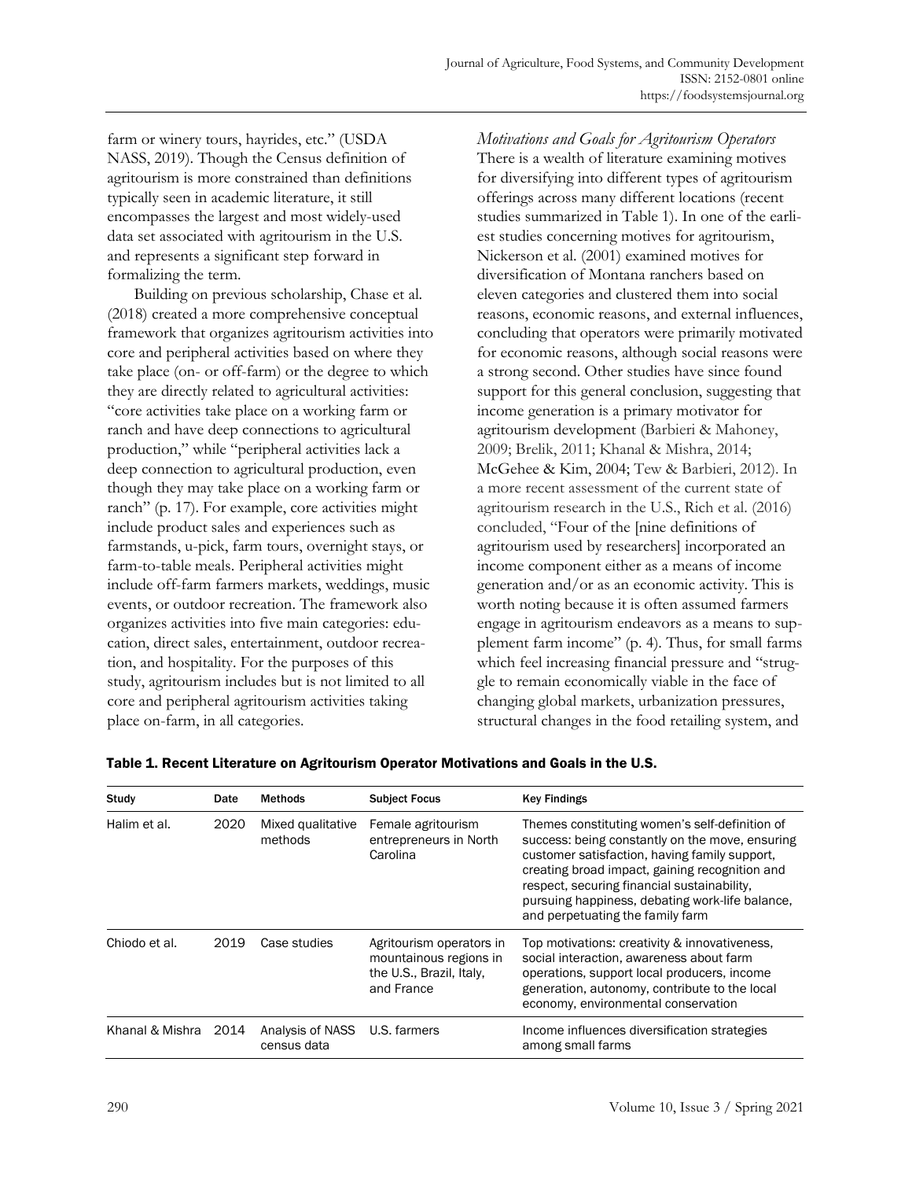farm or winery tours, hayrides, etc." (USDA NASS, 2019). Though the Census definition of agritourism is more constrained than definitions typically seen in academic literature, it still encompasses the largest and most widely-used data set associated with agritourism in the U.S. and represents a significant step forward in formalizing the term.

Building on previous scholarship, Chase et al. (2018) created a more comprehensive conceptual framework that organizes agritourism activities into core and peripheral activities based on where they take place (on- or off-farm) or the degree to which they are directly related to agricultural activities: "core activities take place on a working farm or ranch and have deep connections to agricultural production," while "peripheral activities lack a deep connection to agricultural production, even though they may take place on a working farm or ranch" (p. 17). For example, core activities might include product sales and experiences such as farmstands, u-pick, farm tours, overnight stays, or farm-to-table meals. Peripheral activities might include off-farm farmers markets, weddings, music events, or outdoor recreation. The framework also organizes activities into five main categories: education, direct sales, entertainment, outdoor recreation, and hospitality. For the purposes of this study, agritourism includes but is not limited to all core and peripheral agritourism activities taking place on-farm, in all categories.

### *Motivations and Goals for Agritourism Operators*

There is a wealth of literature examining motives for diversifying into different types of agritourism offerings across many different locations (recent studies summarized in Table 1). In one of the earliest studies concerning motives for agritourism, Nickerson et al. (2001) examined motives for diversification of Montana ranchers based on eleven categories and clustered them into social reasons, economic reasons, and external influences, concluding that operators were primarily motivated for economic reasons, although social reasons were a strong second. Other studies have since found support for this general conclusion, suggesting that income generation is a primary motivator for agritourism development (Barbieri & Mahoney, 2009; Brelik, 2011; Khanal & Mishra, 2014; McGehee & Kim, 2004; Tew & Barbieri, 2012). In a more recent assessment of the current state of agritourism research in the U.S., Rich et al. (2016) concluded, "Four of the [nine definitions of agritourism used by researchers] incorporated an income component either as a means of income generation and/or as an economic activity. This is worth noting because it is often assumed farmers engage in agritourism endeavors as a means to supplement farm income" (p. 4). Thus, for small farms which feel increasing financial pressure and "struggle to remain economically viable in the face of changing global markets, urbanization pressures, structural changes in the food retailing system, and

**Table 1. Recent Literature on Agritourism Operator Motivations and Goals in the U.S.**

| Study | Date | Methods | Subject Focus | Key Findings |
|---|---|---|---|---|
| Halim et al. | 2020 | Mixed qualitative methods | Female agritourism entrepreneurs in North Carolina | Themes constituting women's self-definition of success: being constantly on the move, ensuring customer satisfaction, having family support, creating broad impact, gaining recognition and respect, securing financial sustainability, pursuing happiness, debating work-life balance, and perpetuating the family farm |
| Chiodo et al. | 2019 | Case studies | Agritourism operators in mountainous regions in the U.S., Brazil, Italy, and France | Top motivations: creativity & innovativeness, social interaction, awareness about farm operations, support local producers, income generation, autonomy, contribute to the local economy, environmental conservation |
| Khanal & Mishra | 2014 | Analysis of NASS census data | U.S. farmers | Income influences diversification strategies among small farms |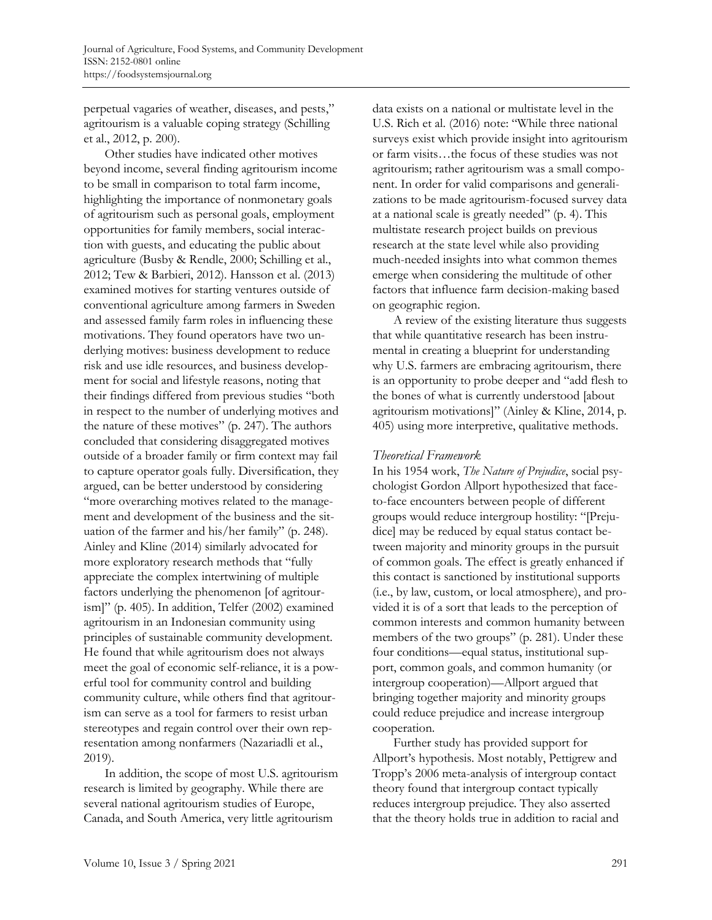perpetual vagaries of weather, diseases, and pests," agritourism is a valuable coping strategy (Schilling et al., 2012, p. 200).

Other studies have indicated other motives beyond income, several finding agritourism income to be small in comparison to total farm income, highlighting the importance of nonmonetary goals of agritourism such as personal goals, employment opportunities for family members, social interaction with guests, and educating the public about agriculture (Busby & Rendle, 2000; Schilling et al., 2012; Tew & Barbieri, 2012). Hansson et al. (2013) examined motives for starting ventures outside of conventional agriculture among farmers in Sweden and assessed family farm roles in influencing these motivations. They found operators have two underlying motives: business development to reduce risk and use idle resources, and business development for social and lifestyle reasons, noting that their findings differed from previous studies "both in respect to the number of underlying motives and the nature of these motives" (p. 247). The authors concluded that considering disaggregated motives outside of a broader family or firm context may fail to capture operator goals fully. Diversification, they argued, can be better understood by considering "more overarching motives related to the management and development of the business and the situation of the farmer and his/her family" (p. 248). Ainley and Kline (2014) similarly advocated for more exploratory research methods that "fully appreciate the complex intertwining of multiple factors underlying the phenomenon [of agritourism]" (p. 405). In addition, Telfer (2002) examined agritourism in an Indonesian community using principles of sustainable community development. He found that while agritourism does not always meet the goal of economic self-reliance, it is a powerful tool for community control and building community culture, while others find that agritourism can serve as a tool for farmers to resist urban stereotypes and regain control over their own representation among nonfarmers (Nazariadli et al., 2019).

In addition, the scope of most U.S. agritourism research is limited by geography. While there are several national agritourism studies of Europe, Canada, and South America, very little agritourism data exists on a national or multistate level in the U.S. Rich et al. (2016) note: "While three national surveys exist which provide insight into agritourism or farm visits…the focus of these studies was not agritourism; rather agritourism was a small component. In order for valid comparisons and generalizations to be made agritourism-focused survey data at a national scale is greatly needed" (p. 4). This multistate research project builds on previous research at the state level while also providing much-needed insights into what common themes emerge when considering the multitude of other factors that influence farm decision-making based on geographic region.

A review of the existing literature thus suggests that while quantitative research has been instrumental in creating a blueprint for understanding why U.S. farmers are embracing agritourism, there is an opportunity to probe deeper and "add flesh to the bones of what is currently understood [about agritourism motivations]" (Ainley & Kline, 2014, p. 405) using more interpretive, qualitative methods.

### *Theoretical Framework*

In his 1954 work, *The Nature of Prejudice*, social psychologist Gordon Allport hypothesized that face-to-face encounters between people of different groups would reduce intergroup hostility: "[Prejudice] may be reduced by equal status contact between majority and minority groups in the pursuit of common goals. The effect is greatly enhanced if this contact is sanctioned by institutional supports (i.e., by law, custom, or local atmosphere), and provided it is of a sort that leads to the perception of common interests and common humanity between members of the two groups" (p. 281). Under these four conditions—equal status, institutional support, common goals, and common humanity (or intergroup cooperation)—Allport argued that bringing together majority and minority groups could reduce prejudice and increase intergroup cooperation.

Further study has provided support for Allport's hypothesis. Most notably, Pettigrew and Tropp's 2006 meta-analysis of intergroup contact theory found that intergroup contact typically reduces intergroup prejudice. They also asserted that the theory holds true in addition to racial and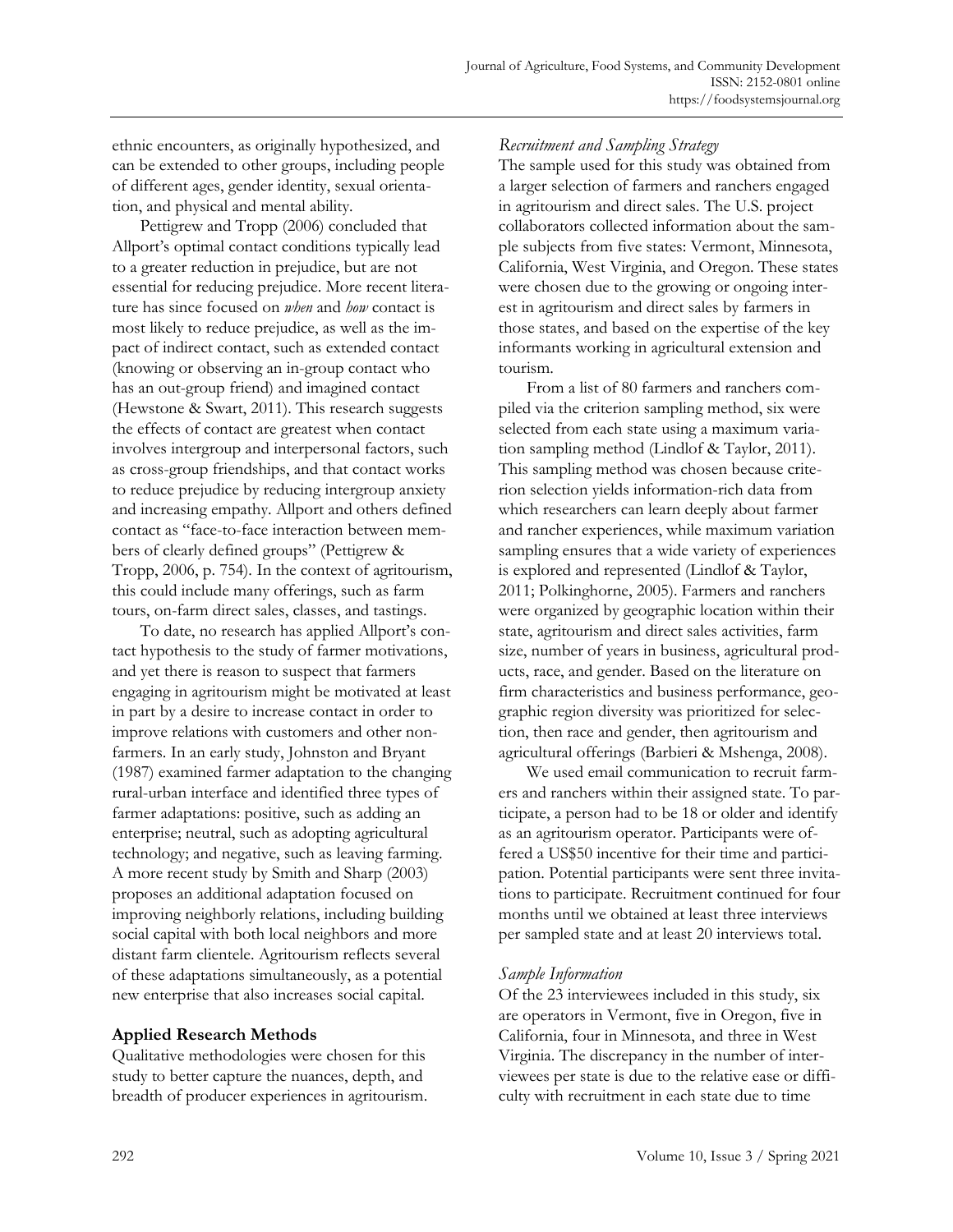ethnic encounters, as originally hypothesized, and can be extended to other groups, including people of different ages, gender identity, sexual orientation, and physical and mental ability.

Pettigrew and Tropp (2006) concluded that Allport's optimal contact conditions typically lead to a greater reduction in prejudice, but are not essential for reducing prejudice. More recent literature has since focused on *when* and *how* contact is most likely to reduce prejudice, as well as the impact of indirect contact, such as extended contact (knowing or observing an in-group contact who has an out-group friend) and imagined contact (Hewstone & Swart, 2011). This research suggests the effects of contact are greatest when contact involves intergroup and interpersonal factors, such as cross-group friendships, and that contact works to reduce prejudice by reducing intergroup anxiety and increasing empathy. Allport and others defined contact as "face-to-face interaction between members of clearly defined groups" (Pettigrew & Tropp, 2006, p. 754). In the context of agritourism, this could include many offerings, such as farm tours, on-farm direct sales, classes, and tastings.

To date, no research has applied Allport's contact hypothesis to the study of farmer motivations, and yet there is reason to suspect that farmers engaging in agritourism might be motivated at least in part by a desire to increase contact in order to improve relations with customers and other nonfarmers. In an early study, Johnston and Bryant (1987) examined farmer adaptation to the changing rural-urban interface and identified three types of farmer adaptations: positive, such as adding an enterprise; neutral, such as adopting agricultural technology; and negative, such as leaving farming. A more recent study by Smith and Sharp (2003) proposes an additional adaptation focused on improving neighborly relations, including building social capital with both local neighbors and more distant farm clientele. Agritourism reflects several of these adaptations simultaneously, as a potential new enterprise that also increases social capital.

## Applied Research Methods

Qualitative methodologies were chosen for this study to better capture the nuances, depth, and breadth of producer experiences in agritourism.

### *Recruitment and Sampling Strategy*

The sample used for this study was obtained from a larger selection of farmers and ranchers engaged in agritourism and direct sales. The U.S. project collaborators collected information about the sample subjects from five states: Vermont, Minnesota, California, West Virginia, and Oregon. These states were chosen due to the growing or ongoing interest in agritourism and direct sales by farmers in those states, and based on the expertise of the key informants working in agricultural extension and tourism.

From a list of 80 farmers and ranchers compiled via the criterion sampling method, six were selected from each state using a maximum variation sampling method (Lindlof & Taylor, 2011). This sampling method was chosen because criterion selection yields information-rich data from which researchers can learn deeply about farmer and rancher experiences, while maximum variation sampling ensures that a wide variety of experiences is explored and represented (Lindlof & Taylor, 2011; Polkinghorne, 2005). Farmers and ranchers were organized by geographic location within their state, agritourism and direct sales activities, farm size, number of years in business, agricultural products, race, and gender. Based on the literature on firm characteristics and business performance, geographic region diversity was prioritized for selection, then race and gender, then agritourism and agricultural offerings (Barbieri & Mshenga, 2008).

We used email communication to recruit farmers and ranchers within their assigned state. To participate, a person had to be 18 or older and identify as an agritourism operator. Participants were offered a US$50 incentive for their time and participation. Potential participants were sent three invitations to participate. Recruitment continued for four months until we obtained at least three interviews per sampled state and at least 20 interviews total.

### *Sample Information*

Of the 23 interviewees included in this study, six are operators in Vermont, five in Oregon, five in California, four in Minnesota, and three in West Virginia. The discrepancy in the number of interviewees per state is due to the relative ease or difficulty with recruitment in each state due to time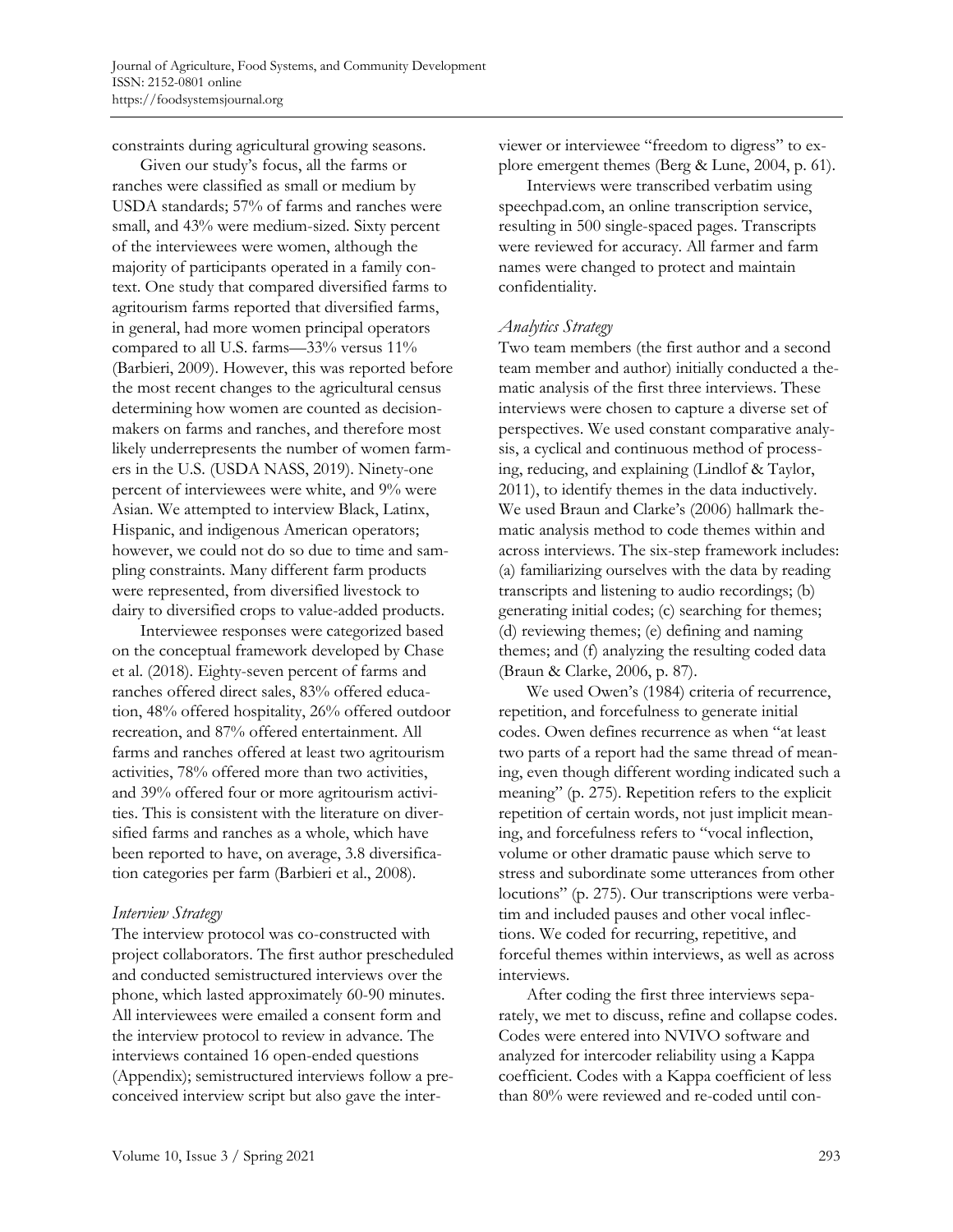constraints during agricultural growing seasons.

Given our study's focus, all the farms or ranches were classified as small or medium by USDA standards; 57% of farms and ranches were small, and 43% were medium-sized. Sixty percent of the interviewees were women, although the majority of participants operated in a family context. One study that compared diversified farms to agritourism farms reported that diversified farms, in general, had more women principal operators compared to all U.S. farms—33% versus 11% (Barbieri, 2009). However, this was reported before the most recent changes to the agricultural census determining how women are counted as decision-makers on farms and ranches, and therefore most likely underrepresents the number of women farmers in the U.S. (USDA NASS, 2019). Ninety-one percent of interviewees were white, and 9% were Asian. We attempted to interview Black, Latinx, Hispanic, and indigenous American operators; however, we could not do so due to time and sampling constraints. Many different farm products were represented, from diversified livestock to dairy to diversified crops to value-added products.

Interviewee responses were categorized based on the conceptual framework developed by Chase et al. (2018). Eighty-seven percent of farms and ranches offered direct sales, 83% offered education, 48% offered hospitality, 26% offered outdoor recreation, and 87% offered entertainment. All farms and ranches offered at least two agritourism activities, 78% offered more than two activities, and 39% offered four or more agritourism activities. This is consistent with the literature on diversified farms and ranches as a whole, which have been reported to have, on average, 3.8 diversification categories per farm (Barbieri et al., 2008).

### *Interview Strategy*

The interview protocol was co-constructed with project collaborators. The first author prescheduled and conducted semistructured interviews over the phone, which lasted approximately 60-90 minutes. All interviewees were emailed a consent form and the interview protocol to review in advance. The interviews contained 16 open-ended questions (Appendix); semistructured interviews follow a preconceived interview script but also gave the interviewer or interviewee "freedom to digress" to explore emergent themes (Berg & Lune, 2004, p. 61).

Interviews were transcribed verbatim using speechpad.com, an online transcription service, resulting in 500 single-spaced pages. Transcripts were reviewed for accuracy. All farmer and farm names were changed to protect and maintain confidentiality.

### *Analytics Strategy*

Two team members (the first author and a second team member and author) initially conducted a thematic analysis of the first three interviews. These interviews were chosen to capture a diverse set of perspectives. We used constant comparative analysis, a cyclical and continuous method of processing, reducing, and explaining (Lindlof & Taylor, 2011), to identify themes in the data inductively. We used Braun and Clarke's (2006) hallmark thematic analysis method to code themes within and across interviews. The six-step framework includes: (a) familiarizing ourselves with the data by reading transcripts and listening to audio recordings; (b) generating initial codes; (c) searching for themes; (d) reviewing themes; (e) defining and naming themes; and (f) analyzing the resulting coded data (Braun & Clarke, 2006, p. 87).

We used Owen's (1984) criteria of recurrence, repetition, and forcefulness to generate initial codes. Owen defines recurrence as when "at least two parts of a report had the same thread of meaning, even though different wording indicated such a meaning" (p. 275). Repetition refers to the explicit repetition of certain words, not just implicit meaning, and forcefulness refers to "vocal inflection, volume or other dramatic pause which serve to stress and subordinate some utterances from other locutions" (p. 275). Our transcriptions were verbatim and included pauses and other vocal inflections. We coded for recurring, repetitive, and forceful themes within interviews, as well as across interviews.

After coding the first three interviews separately, we met to discuss, refine and collapse codes. Codes were entered into NVIVO software and analyzed for intercoder reliability using a Kappa coefficient. Codes with a Kappa coefficient of less than 80% were reviewed and re-coded until con-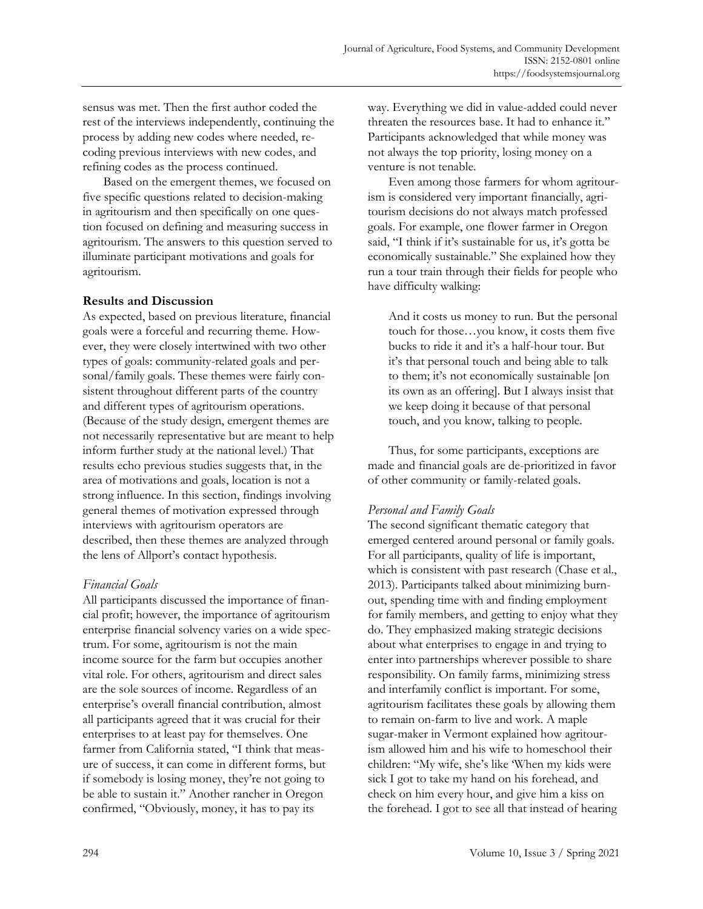sensus was met. Then the first author coded the rest of the interviews independently, continuing the process by adding new codes where needed, recoding previous interviews with new codes, and refining codes as the process continued.

Based on the emergent themes, we focused on five specific questions related to decision-making in agritourism and then specifically on one question focused on defining and measuring success in agritourism. The answers to this question served to illuminate participant motivations and goals for agritourism.

## Results and Discussion

As expected, based on previous literature, financial goals were a forceful and recurring theme. However, they were closely intertwined with two other types of goals: community-related goals and personal/family goals. These themes were fairly consistent throughout different parts of the country and different types of agritourism operations. (Because of the study design, emergent themes are not necessarily representative but are meant to help inform further study at the national level.) That results echo previous studies suggests that, in the area of motivations and goals, location is not a strong influence. In this section, findings involving general themes of motivation expressed through interviews with agritourism operators are described, then these themes are analyzed through the lens of Allport's contact hypothesis.

### *Financial Goals*

All participants discussed the importance of financial profit; however, the importance of agritourism enterprise financial solvency varies on a wide spectrum. For some, agritourism is not the main income source for the farm but occupies another vital role. For others, agritourism and direct sales are the sole sources of income. Regardless of an enterprise's overall financial contribution, almost all participants agreed that it was crucial for their enterprises to at least pay for themselves. One farmer from California stated, "I think that measure of success, it can come in different forms, but if somebody is losing money, they're not going to be able to sustain it." Another rancher in Oregon confirmed, "Obviously, money, it has to pay its way. Everything we did in value-added could never threaten the resources base. It had to enhance it." Participants acknowledged that while money was not always the top priority, losing money on a venture is not tenable.

Even among those farmers for whom agritourism is considered very important financially, agritourism decisions do not always match professed goals. For example, one flower farmer in Oregon said, "I think if it's sustainable for us, it's gotta be economically sustainable." She explained how they run a tour train through their fields for people who have difficulty walking:

> And it costs us money to run. But the personal touch for those…you know, it costs them five bucks to ride it and it's a half-hour tour. But it's that personal touch and being able to talk to them; it's not economically sustainable [on its own as an offering]. But I always insist that we keep doing it because of that personal touch, and you know, talking to people.

Thus, for some participants, exceptions are made and financial goals are de-prioritized in favor of other community or family-related goals.

### *Personal and Family Goals*

The second significant thematic category that emerged centered around personal or family goals. For all participants, quality of life is important, which is consistent with past research (Chase et al., 2013). Participants talked about minimizing burnout, spending time with and finding employment for family members, and getting to enjoy what they do. They emphasized making strategic decisions about what enterprises to engage in and trying to enter into partnerships wherever possible to share responsibility. On family farms, minimizing stress and interfamily conflict is important. For some, agritourism facilitates these goals by allowing them to remain on-farm to live and work. A maple sugar-maker in Vermont explained how agritourism allowed him and his wife to homeschool their children: "My wife, she's like 'When my kids were sick I got to take my hand on his forehead, and check on him every hour, and give him a kiss on the forehead. I got to see all that instead of hearing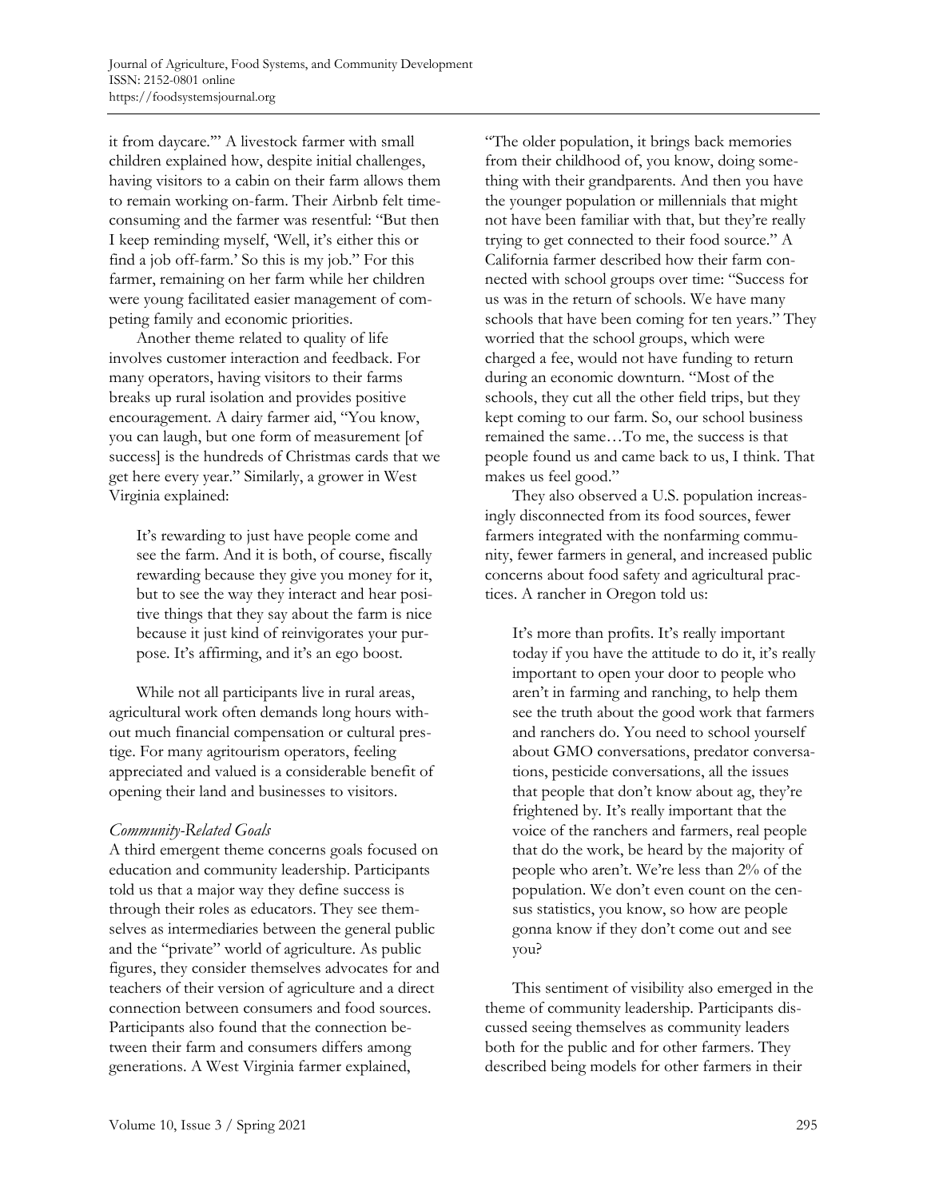it from daycare.'" A livestock farmer with small children explained how, despite initial challenges, having visitors to a cabin on their farm allows them to remain working on-farm. Their Airbnb felt time-consuming and the farmer was resentful: "But then I keep reminding myself, 'Well, it's either this or find a job off-farm.' So this is my job." For this farmer, remaining on her farm while her children were young facilitated easier management of competing family and economic priorities.

Another theme related to quality of life involves customer interaction and feedback. For many operators, having visitors to their farms breaks up rural isolation and provides positive encouragement. A dairy farmer aid, "You know, you can laugh, but one form of measurement [of success] is the hundreds of Christmas cards that we get here every year." Similarly, a grower in West Virginia explained:

> It's rewarding to just have people come and see the farm. And it is both, of course, fiscally rewarding because they give you money for it, but to see the way they interact and hear positive things that they say about the farm is nice because it just kind of reinvigorates your purpose. It's affirming, and it's an ego boost.

While not all participants live in rural areas, agricultural work often demands long hours without much financial compensation or cultural prestige. For many agritourism operators, feeling appreciated and valued is a considerable benefit of opening their land and businesses to visitors.

*Community-Related Goals*

A third emergent theme concerns goals focused on education and community leadership. Participants told us that a major way they define success is through their roles as educators. They see themselves as intermediaries between the general public and the "private" world of agriculture. As public figures, they consider themselves advocates for and teachers of their version of agriculture and a direct connection between consumers and food sources. Participants also found that the connection between their farm and consumers differs among generations. A West Virginia farmer explained, "The older population, it brings back memories from their childhood of, you know, doing something with their grandparents. And then you have the younger population or millennials that might not have been familiar with that, but they're really trying to get connected to their food source." A California farmer described how their farm connected with school groups over time: "Success for us was in the return of schools. We have many schools that have been coming for ten years." They worried that the school groups, which were charged a fee, would not have funding to return during an economic downturn. "Most of the schools, they cut all the other field trips, but they kept coming to our farm. So, our school business remained the same…To me, the success is that people found us and came back to us, I think. That makes us feel good."

They also observed a U.S. population increasingly disconnected from its food sources, fewer farmers integrated with the nonfarming community, fewer farmers in general, and increased public concerns about food safety and agricultural practices. A rancher in Oregon told us:

> It's more than profits. It's really important today if you have the attitude to do it, it's really important to open your door to people who aren't in farming and ranching, to help them see the truth about the good work that farmers and ranchers do. You need to school yourself about GMO conversations, predator conversations, pesticide conversations, all the issues that people that don't know about ag, they're frightened by. It's really important that the voice of the ranchers and farmers, real people that do the work, be heard by the majority of people who aren't. We're less than 2% of the population. We don't even count on the census statistics, you know, so how are people gonna know if they don't come out and see you?

This sentiment of visibility also emerged in the theme of community leadership. Participants discussed seeing themselves as community leaders both for the public and for other farmers. They described being models for other farmers in their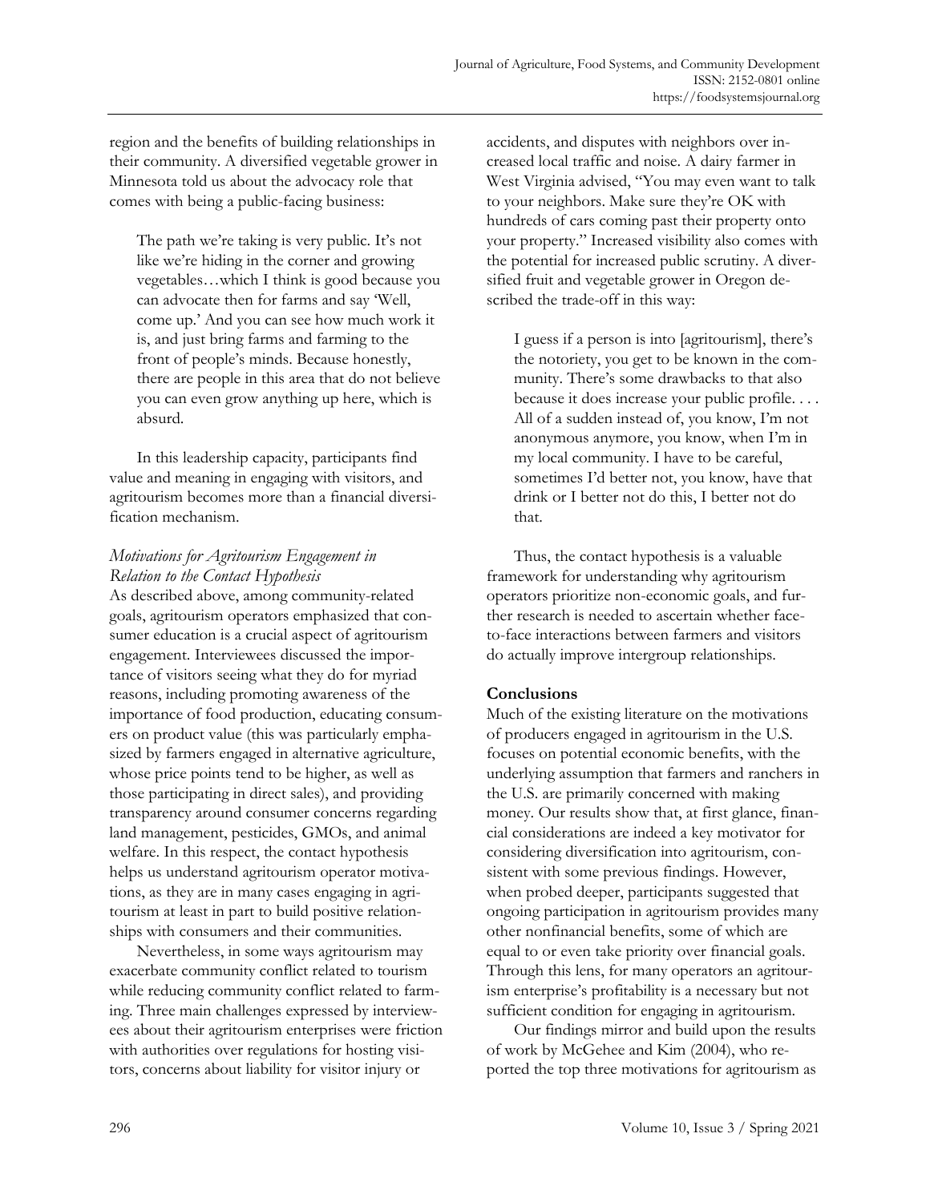region and the benefits of building relationships in their community. A diversified vegetable grower in Minnesota told us about the advocacy role that comes with being a public-facing business:

> The path we're taking is very public. It's not like we're hiding in the corner and growing vegetables…which I think is good because you can advocate then for farms and say 'Well, come up.' And you can see how much work it is, and just bring farms and farming to the front of people's minds. Because honestly, there are people in this area that do not believe you can even grow anything up here, which is absurd.

In this leadership capacity, participants find value and meaning in engaging with visitors, and agritourism becomes more than a financial diversification mechanism.

### *Motivations for Agritourism Engagement in Relation to the Contact Hypothesis*

As described above, among community-related goals, agritourism operators emphasized that consumer education is a crucial aspect of agritourism engagement. Interviewees discussed the importance of visitors seeing what they do for myriad reasons, including promoting awareness of the importance of food production, educating consumers on product value (this was particularly emphasized by farmers engaged in alternative agriculture, whose price points tend to be higher, as well as those participating in direct sales), and providing transparency around consumer concerns regarding land management, pesticides, GMOs, and animal welfare. In this respect, the contact hypothesis helps us understand agritourism operator motivations, as they are in many cases engaging in agritourism at least in part to build positive relationships with consumers and their communities.

Nevertheless, in some ways agritourism may exacerbate community conflict related to tourism while reducing community conflict related to farming. Three main challenges expressed by interviewees about their agritourism enterprises were friction with authorities over regulations for hosting visitors, concerns about liability for visitor injury or accidents, and disputes with neighbors over increased local traffic and noise. A dairy farmer in West Virginia advised, "You may even want to talk to your neighbors. Make sure they're OK with hundreds of cars coming past their property onto your property." Increased visibility also comes with the potential for increased public scrutiny. A diversified fruit and vegetable grower in Oregon described the trade-off in this way:

> I guess if a person is into [agritourism], there's the notoriety, you get to be known in the community. There's some drawbacks to that also because it does increase your public profile. . . . All of a sudden instead of, you know, I'm not anonymous anymore, you know, when I'm in my local community. I have to be careful, sometimes I'd better not, you know, have that drink or I better not do this, I better not do that.

Thus, the contact hypothesis is a valuable framework for understanding why agritourism operators prioritize non-economic goals, and further research is needed to ascertain whether face-to-face interactions between farmers and visitors do actually improve intergroup relationships.

## Conclusions

Much of the existing literature on the motivations of producers engaged in agritourism in the U.S. focuses on potential economic benefits, with the underlying assumption that farmers and ranchers in the U.S. are primarily concerned with making money. Our results show that, at first glance, financial considerations are indeed a key motivator for considering diversification into agritourism, consistent with some previous findings. However, when probed deeper, participants suggested that ongoing participation in agritourism provides many other nonfinancial benefits, some of which are equal to or even take priority over financial goals. Through this lens, for many operators an agritourism enterprise's profitability is a necessary but not sufficient condition for engaging in agritourism.

Our findings mirror and build upon the results of work by McGehee and Kim (2004), who reported the top three motivations for agritourism as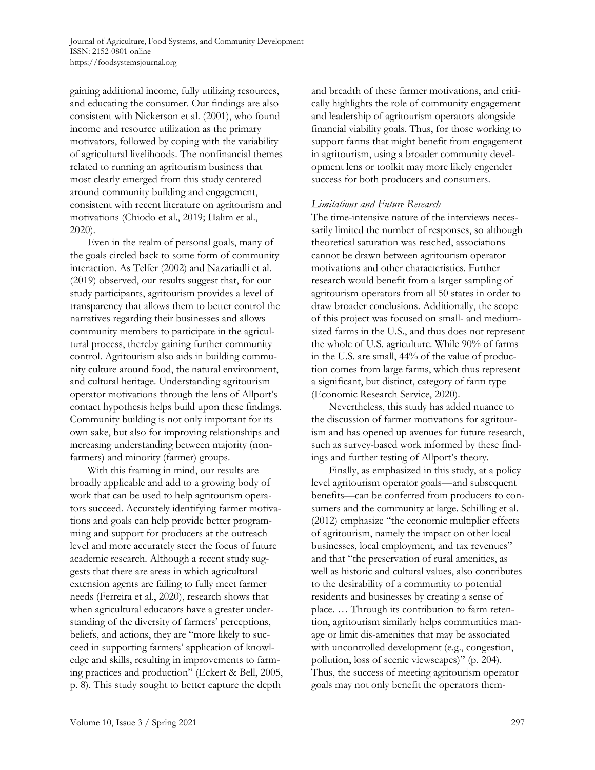gaining additional income, fully utilizing resources, and educating the consumer. Our findings are also consistent with Nickerson et al. (2001), who found income and resource utilization as the primary motivators, followed by coping with the variability of agricultural livelihoods. The nonfinancial themes related to running an agritourism business that most clearly emerged from this study centered around community building and engagement, consistent with recent literature on agritourism and motivations (Chiodo et al., 2019; Halim et al., 2020).

Even in the realm of personal goals, many of the goals circled back to some form of community interaction. As Telfer (2002) and Nazariadli et al. (2019) observed, our results suggest that, for our study participants, agritourism provides a level of transparency that allows them to better control the narratives regarding their businesses and allows community members to participate in the agricultural process, thereby gaining further community control. Agritourism also aids in building community culture around food, the natural environment, and cultural heritage. Understanding agritourism operator motivations through the lens of Allport's contact hypothesis helps build upon these findings. Community building is not only important for its own sake, but also for improving relationships and increasing understanding between majority (nonfarmers) and minority (farmer) groups.

With this framing in mind, our results are broadly applicable and add to a growing body of work that can be used to help agritourism operators succeed. Accurately identifying farmer motivations and goals can help provide better programming and support for producers at the outreach level and more accurately steer the focus of future academic research. Although a recent study suggests that there are areas in which agricultural extension agents are failing to fully meet farmer needs (Ferreira et al., 2020), research shows that when agricultural educators have a greater understanding of the diversity of farmers' perceptions, beliefs, and actions, they are "more likely to succeed in supporting farmers' application of knowledge and skills, resulting in improvements to farming practices and production" (Eckert & Bell, 2005, p. 8). This study sought to better capture the depth and breadth of these farmer motivations, and critically highlights the role of community engagement and leadership of agritourism operators alongside financial viability goals. Thus, for those working to support farms that might benefit from engagement in agritourism, using a broader community development lens or toolkit may more likely engender success for both producers and consumers.

### *Limitations and Future Research*

The time-intensive nature of the interviews necessarily limited the number of responses, so although theoretical saturation was reached, associations cannot be drawn between agritourism operator motivations and other characteristics. Further research would benefit from a larger sampling of agritourism operators from all 50 states in order to draw broader conclusions. Additionally, the scope of this project was focused on small- and medium-sized farms in the U.S., and thus does not represent the whole of U.S. agriculture. While 90% of farms in the U.S. are small, 44% of the value of production comes from large farms, which thus represent a significant, but distinct, category of farm type (Economic Research Service, 2020).

Nevertheless, this study has added nuance to the discussion of farmer motivations for agritourism and has opened up avenues for future research, such as survey-based work informed by these findings and further testing of Allport's theory.

Finally, as emphasized in this study, at a policy level agritourism operator goals—and subsequent benefits—can be conferred from producers to consumers and the community at large. Schilling et al. (2012) emphasize "the economic multiplier effects of agritourism, namely the impact on other local businesses, local employment, and tax revenues" and that "the preservation of rural amenities, as well as historic and cultural values, also contributes to the desirability of a community to potential residents and businesses by creating a sense of place. … Through its contribution to farm retention, agritourism similarly helps communities manage or limit dis-amenities that may be associated with uncontrolled development (e.g., congestion, pollution, loss of scenic viewscapes)" (p. 204). Thus, the success of meeting agritourism operator goals may not only benefit the operators them-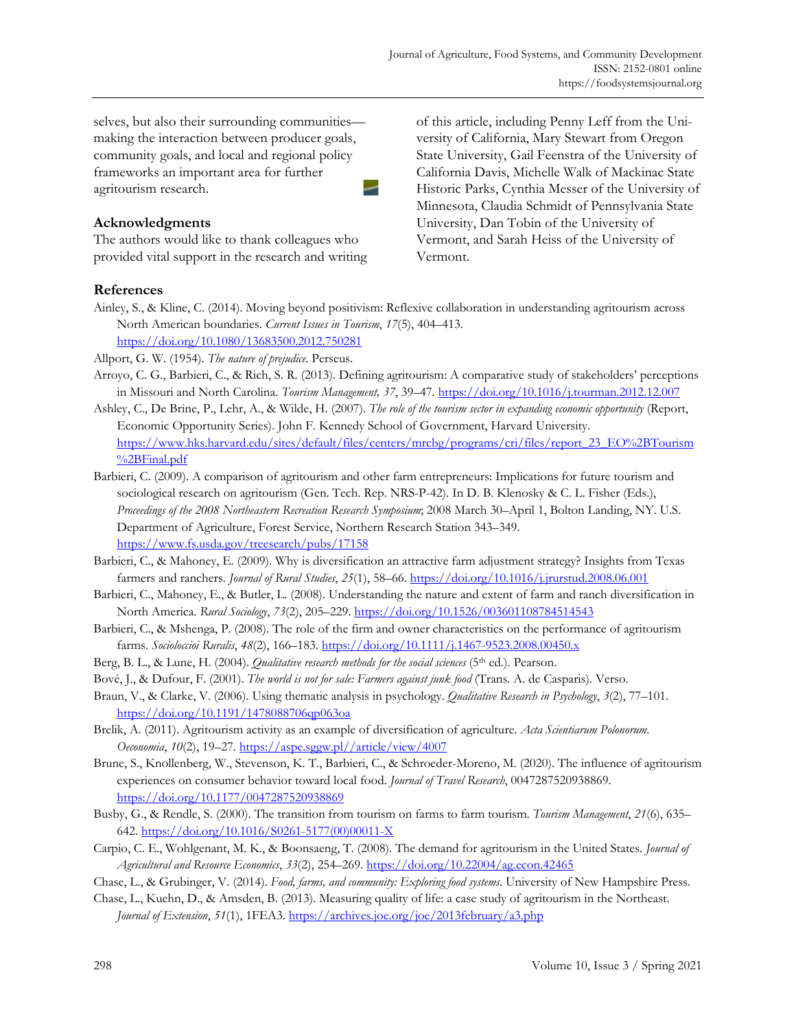selves, but also their surrounding communities—making the interaction between producer goals, community goals, and local and regional policy frameworks an important area for further agritourism research.

## Acknowledgments

The authors would like to thank colleagues who provided vital support in the research and writing of this article, including Penny Leff from the University of California, Mary Stewart from Oregon State University, Gail Feenstra of the University of California Davis, Michelle Walk of Mackinac State Historic Parks, Cynthia Messer of the University of Minnesota, Claudia Schmidt of Pennsylvania State University, Dan Tobin of the University of Vermont, and Sarah Heiss of the University of Vermont.

## References

Ainley, S., & Kline, C. (2014). Moving beyond positivism: Reflexive collaboration in understanding agritourism across North American boundaries. *Current Issues in Tourism*, *17*(5), 404–413. https://doi.org/10.1080/13683500.2012.750281

Allport, G. W. (1954). *The nature of prejudice.* Perseus.

Arroyo, C. G., Barbieri, C., & Rich, S. R. (2013). Defining agritourism: A comparative study of stakeholders' perceptions in Missouri and North Carolina. *Tourism Management, 37*, 39–47. https://doi.org/10.1016/j.tourman.2012.12.007

Ashley, C., De Brine, P., Lehr, A., & Wilde, H. (2007). *The role of the tourism sector in expanding economic opportunity* (Report, Economic Opportunity Series). John F. Kennedy School of Government, Harvard University. https://www.hks.harvard.edu/sites/default/files/centers/mrcbg/programs/cri/files/report_23_EO%2BTourism%2BFinal.pdf

Barbieri, C. (2009). A comparison of agritourism and other farm entrepreneurs: Implications for future tourism and sociological research on agritourism (Gen. Tech. Rep. NRS-P-42). In D. B. Klenosky & C. L. Fisher (Eds.), *Proceedings of the 2008 Northeastern Recreation Research Symposium*; 2008 March 30–April 1, Bolton Landing, NY. U.S. Department of Agriculture, Forest Service, Northern Research Station 343–349. https://www.fs.usda.gov/treesearch/pubs/17158

Barbieri, C., & Mahoney, E. (2009). Why is diversification an attractive farm adjustment strategy? Insights from Texas farmers and ranchers. *Journal of Rural Studies*, *25*(1), 58–66. https://doi.org/10.1016/j.jrurstud.2008.06.001

Barbieri, C., Mahoney, E., & Butler, L. (2008). Understanding the nature and extent of farm and ranch diversification in North America. *Rural Sociology*, *73*(2), 205–229. https://doi.org/10.1526/003601108784514543

Barbieri, C., & Mshenga, P. (2008). The role of the firm and owner characteristics on the performance of agritourism farms. *Socioloccioi Ruralis*, *48*(2), 166–183. https://doi.org/10.1111/j.1467-9523.2008.00450.x

Berg, B. L., & Lune, H. (2004). *Qualitative research methods for the social sciences* (5th ed.). Pearson.

Bové, J., & Dufour, F. (2001). *The world is not for sale: Farmers against junk food* (Trans. A. de Casparis). Verso.

Braun, V., & Clarke, V. (2006). Using thematic analysis in psychology. *Qualitative Research in Psychology*, *3*(2), 77–101. https://doi.org/10.1191/1478088706qp063oa

Brelik, A. (2011). Agritourism activity as an example of diversification of agriculture. *Acta Scientiarum Polonorum. Oeconomia*, *10*(2), 19–27. https://aspe.sggw.pl//article/view/4007

Brune, S., Knollenberg, W., Stevenson, K. T., Barbieri, C., & Schroeder-Moreno, M. (2020). The influence of agritourism experiences on consumer behavior toward local food. *Journal of Travel Research*, 0047287520938869. https://doi.org/10.1177/0047287520938869

Busby, G., & Rendle, S. (2000). The transition from tourism on farms to farm tourism. *Tourism Management*, *21*(6), 635–642. https://doi.org/10.1016/S0261-5177(00)00011-X

Carpio, C. E., Wohlgenant, M. K., & Boonsaeng, T. (2008). The demand for agritourism in the United States. *Journal of Agricultural and Resource Economics*, *33*(2), 254–269. https://doi.org/10.22004/ag.econ.42465

Chase, L., & Grubinger, V. (2014). *Food, farms, and community: Exploring food systems.* University of New Hampshire Press.

Chase, L., Kuehn, D., & Amsden, B. (2013). Measuring quality of life: a case study of agritourism in the Northeast. *Journal of Extension*, *51*(1), 1FEA3. https://archives.joe.org/joe/2013february/a3.php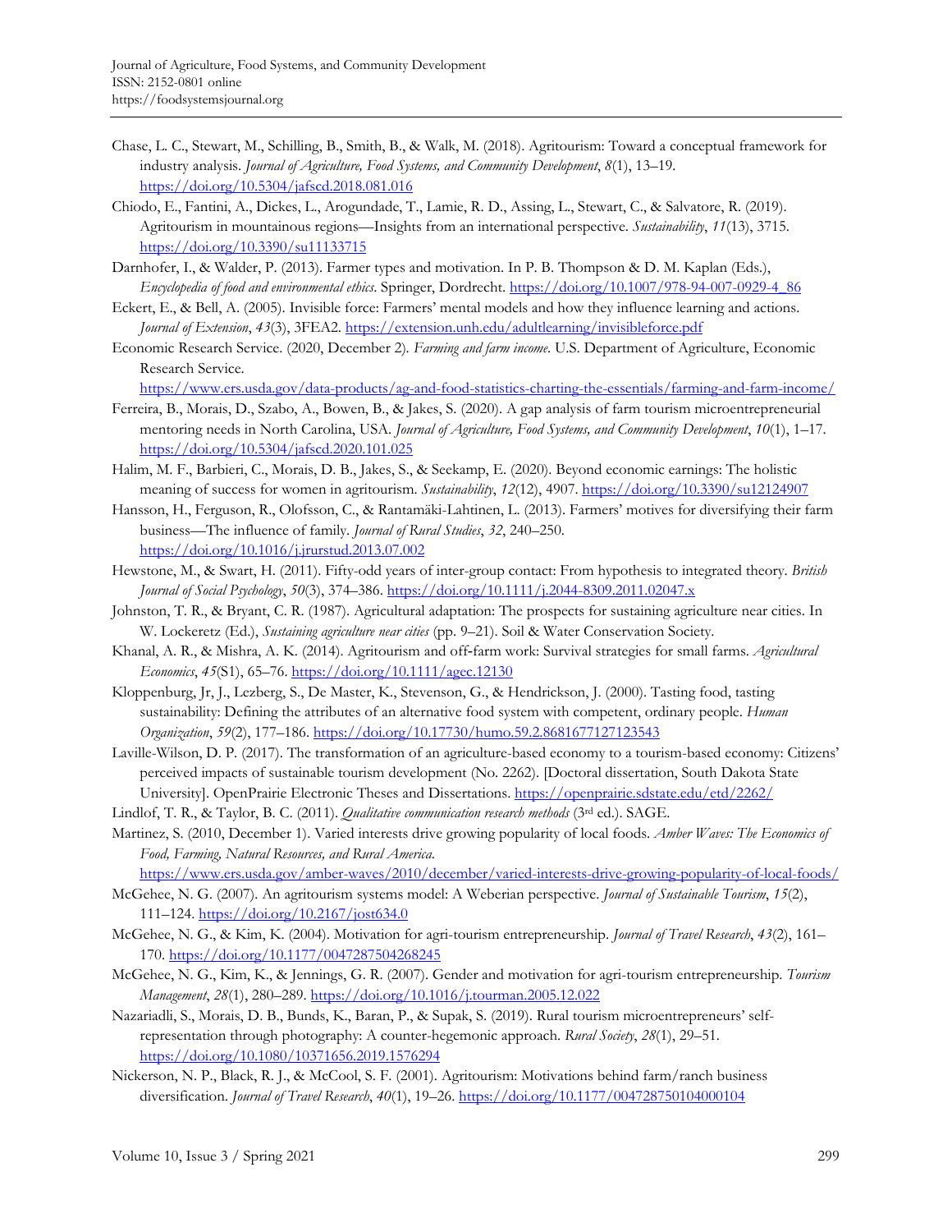Chase, L. C., Stewart, M., Schilling, B., Smith, B., & Walk, M. (2018). Agritourism: Toward a conceptual framework for industry analysis. *Journal of Agriculture, Food Systems, and Community Development*, *8*(1), 13–19. https://doi.org/10.5304/jafscd.2018.081.016

Chiodo, E., Fantini, A., Dickes, L., Arogundade, T., Lamie, R. D., Assing, L., Stewart, C., & Salvatore, R. (2019). Agritourism in mountainous regions—Insights from an international perspective. *Sustainability*, *11*(13), 3715. https://doi.org/10.3390/su11133715

Darnhofer, I., & Walder, P. (2013). Farmer types and motivation. In P. B. Thompson & D. M. Kaplan (Eds.), *Encyclopedia of food and environmental ethics*. Springer, Dordrecht. https://doi.org/10.1007/978-94-007-0929-4_86

Eckert, E., & Bell, A. (2005). Invisible force: Farmers' mental models and how they influence learning and actions. *Journal of Extension*, *43*(3), 3FEA2. https://extension.unh.edu/adultlearning/invisibleforce.pdf

Economic Research Service. (2020, December 2). *Farming and farm income*. U.S. Department of Agriculture, Economic Research Service. https://www.ers.usda.gov/data-products/ag-and-food-statistics-charting-the-essentials/farming-and-farm-income/

Ferreira, B., Morais, D., Szabo, A., Bowen, B., & Jakes, S. (2020). A gap analysis of farm tourism microentrepreneurial mentoring needs in North Carolina, USA. *Journal of Agriculture, Food Systems, and Community Development*, *10*(1), 1–17. https://doi.org/10.5304/jafscd.2020.101.025

Halim, M. F., Barbieri, C., Morais, D. B., Jakes, S., & Seekamp, E. (2020). Beyond economic earnings: The holistic meaning of success for women in agritourism. *Sustainability*, *12*(12), 4907. https://doi.org/10.3390/su12124907

Hansson, H., Ferguson, R., Olofsson, C., & Rantamäki-Lahtinen, L. (2013). Farmers' motives for diversifying their farm business—The influence of family. *Journal of Rural Studies*, *32*, 240–250. https://doi.org/10.1016/j.jrurstud.2013.07.002

Hewstone, M., & Swart, H. (2011). Fifty-odd years of inter-group contact: From hypothesis to integrated theory. *British Journal of Social Psychology*, *50*(3), 374–386. https://doi.org/10.1111/j.2044-8309.2011.02047.x

Johnston, T. R., & Bryant, C. R. (1987). Agricultural adaptation: The prospects for sustaining agriculture near cities. In W. Lockeretz (Ed.), *Sustaining agriculture near cities* (pp. 9–21). Soil & Water Conservation Society.

Khanal, A. R., & Mishra, A. K. (2014). Agritourism and off-farm work: Survival strategies for small farms. *Agricultural Economics*, *45*(S1), 65–76. https://doi.org/10.1111/agec.12130

Kloppenburg, Jr, J., Lezberg, S., De Master, K., Stevenson, G., & Hendrickson, J. (2000). Tasting food, tasting sustainability: Defining the attributes of an alternative food system with competent, ordinary people. *Human Organization*, *59*(2), 177–186. https://doi.org/10.17730/humo.59.2.8681677127123543

Laville-Wilson, D. P. (2017). The transformation of an agriculture-based economy to a tourism-based economy: Citizens' perceived impacts of sustainable tourism development (No. 2262). [Doctoral dissertation, South Dakota State University]. OpenPrairie Electronic Theses and Dissertations. https://openprairie.sdstate.edu/etd/2262/

Lindlof, T. R., & Taylor, B. C. (2011). *Qualitative communication research methods* (3rd ed.). SAGE.

Martinez, S. (2010, December 1). Varied interests drive growing popularity of local foods. *Amber Waves: The Economics of Food, Farming, Natural Resources, and Rural America*. https://www.ers.usda.gov/amber-waves/2010/december/varied-interests-drive-growing-popularity-of-local-foods/

McGehee, N. G. (2007). An agritourism systems model: A Weberian perspective. *Journal of Sustainable Tourism*, *15*(2), 111–124. https://doi.org/10.2167/jost634.0

McGehee, N. G., & Kim, K. (2004). Motivation for agri-tourism entrepreneurship. *Journal of Travel Research*, *43*(2), 161–170. https://doi.org/10.1177/0047287504268245

McGehee, N. G., Kim, K., & Jennings, G. R. (2007). Gender and motivation for agri-tourism entrepreneurship. *Tourism Management*, *28*(1), 280–289. https://doi.org/10.1016/j.tourman.2005.12.022

Nazariadli, S., Morais, D. B., Bunds, K., Baran, P., & Supak, S. (2019). Rural tourism microentrepreneurs' self-representation through photography: A counter-hegemonic approach. *Rural Society*, *28*(1), 29–51. https://doi.org/10.1080/10371656.2019.1576294

Nickerson, N. P., Black, R. J., & McCool, S. F. (2001). Agritourism: Motivations behind farm/ranch business diversification. *Journal of Travel Research*, *40*(1), 19–26. https://doi.org/10.1177/004728750104000104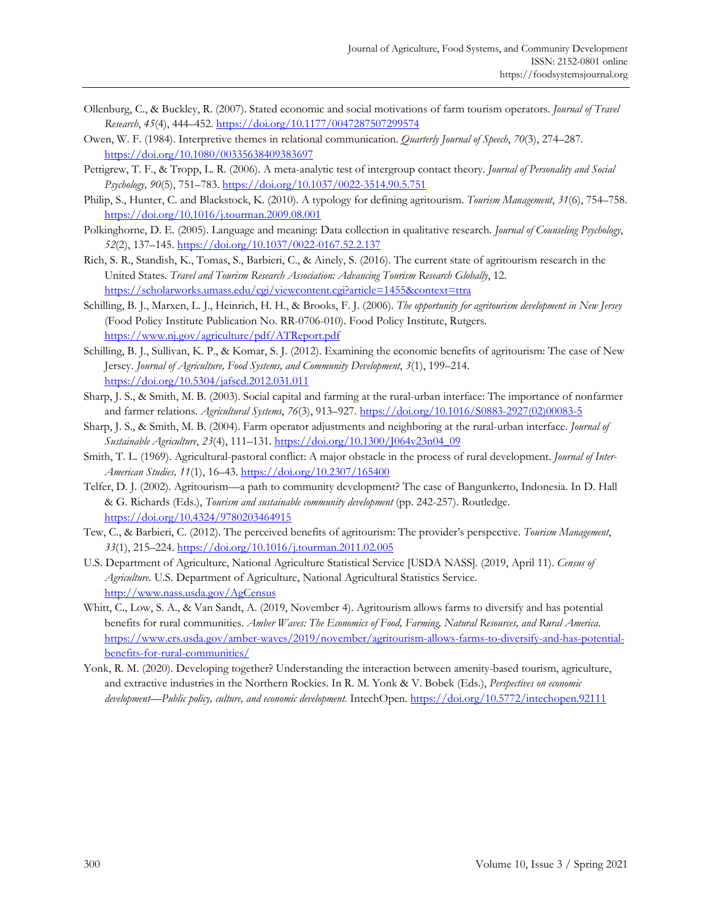Ollenburg, C., & Buckley, R. (2007). Stated economic and social motivations of farm tourism operators. *Journal of Travel Research*, *45*(4), 444–452. https://doi.org/10.1177/0047287507299574

Owen, W. F. (1984). Interpretive themes in relational communication. *Quarterly Journal of Speech*, *70*(3), 274–287. https://doi.org/10.1080/00335638409383697

Pettigrew, T. F., & Tropp, L. R. (2006). A meta-analytic test of intergroup contact theory. *Journal of Personality and Social Psychology, 90*(5), 751–783. https://doi.org/10.1037/0022-3514.90.5.751

Philip, S., Hunter, C. and Blackstock, K. (2010). A typology for defining agritourism. *Tourism Management*, *31*(6), 754–758. https://doi.org/10.1016/j.tourman.2009.08.001

Polkinghorne, D. E. (2005). Language and meaning: Data collection in qualitative research. *Journal of Counseling Psychology*, *52*(2), 137–145. https://doi.org/10.1037/0022-0167.52.2.137

Rich, S. R., Standish, K., Tomas, S., Barbieri, C., & Ainely, S. (2016). The current state of agritourism research in the United States. *Travel and Tourism Research Association: Advancing Tourism Research Globally*, 12. https://scholarworks.umass.edu/cgi/viewcontent.cgi?article=1455&context=ttra

Schilling, B. J., Marxen, L. J., Heinrich, H. H., & Brooks, F. J. (2006). *The opportunity for agritourism development in New Jersey* (Food Policy Institute Publication No. RR-0706-010). Food Policy Institute, Rutgers. https://www.nj.gov/agriculture/pdf/ATReport.pdf

Schilling, B. J., Sullivan, K. P., & Komar, S. J. (2012). Examining the economic benefits of agritourism: The case of New Jersey. *Journal of Agriculture, Food Systems, and Community Development*, *3*(1), 199–214. https://doi.org/10.5304/jafscd.2012.031.011

Sharp, J. S., & Smith, M. B. (2003). Social capital and farming at the rural-urban interface: The importance of nonfarmer and farmer relations. *Agricultural Systems*, *76*(3), 913–927. https://doi.org/10.1016/S0883-2927(02)00083-5

Sharp, J. S., & Smith, M. B. (2004). Farm operator adjustments and neighboring at the rural-urban interface. *Journal of Sustainable Agriculture*, *23*(4), 111–131. https://doi.org/10.1300/J064v23n04_09

Smith, T. L. (1969). Agricultural-pastoral conflict: A major obstacle in the process of rural development. *Journal of Inter-American Studies, 11*(1), 16–43. https://doi.org/10.2307/165400

Telfer, D. J. (2002). Agritourism—a path to community development? The case of Bangunkerto, Indonesia. In D. Hall & G. Richards (Eds.), *Tourism and sustainable community development* (pp. 242-257). Routledge. https://doi.org/10.4324/9780203464915

Tew, C., & Barbieri, C. (2012). The perceived benefits of agritourism: The provider's perspective. *Tourism Management*, *33*(1), 215–224. https://doi.org/10.1016/j.tourman.2011.02.005

U.S. Department of Agriculture, National Agriculture Statistical Service [USDA NASS]. (2019, April 11). *Census of Agriculture.* U.S. Department of Agriculture, National Agricultural Statistics Service. http://www.nass.usda.gov/AgCensus

Whitt, C., Low, S. A., & Van Sandt, A. (2019, November 4). Agritourism allows farms to diversify and has potential benefits for rural communities. *Amber Waves: The Economics of Food, Farming, Natural Resources, and Rural America*. https://www.ers.usda.gov/amber-waves/2019/november/agritourism-allows-farms-to-diversify-and-has-potential-benefits-for-rural-communities/

Yonk, R. M. (2020). Developing together? Understanding the interaction between amenity-based tourism, agriculture, and extractive industries in the Northern Rockies. In R. M. Yonk & V. Bobek (Eds.), *Perspectives on economic development—Public policy, culture, and economic development*. IntechOpen. https://doi.org/10.5772/intechopen.92111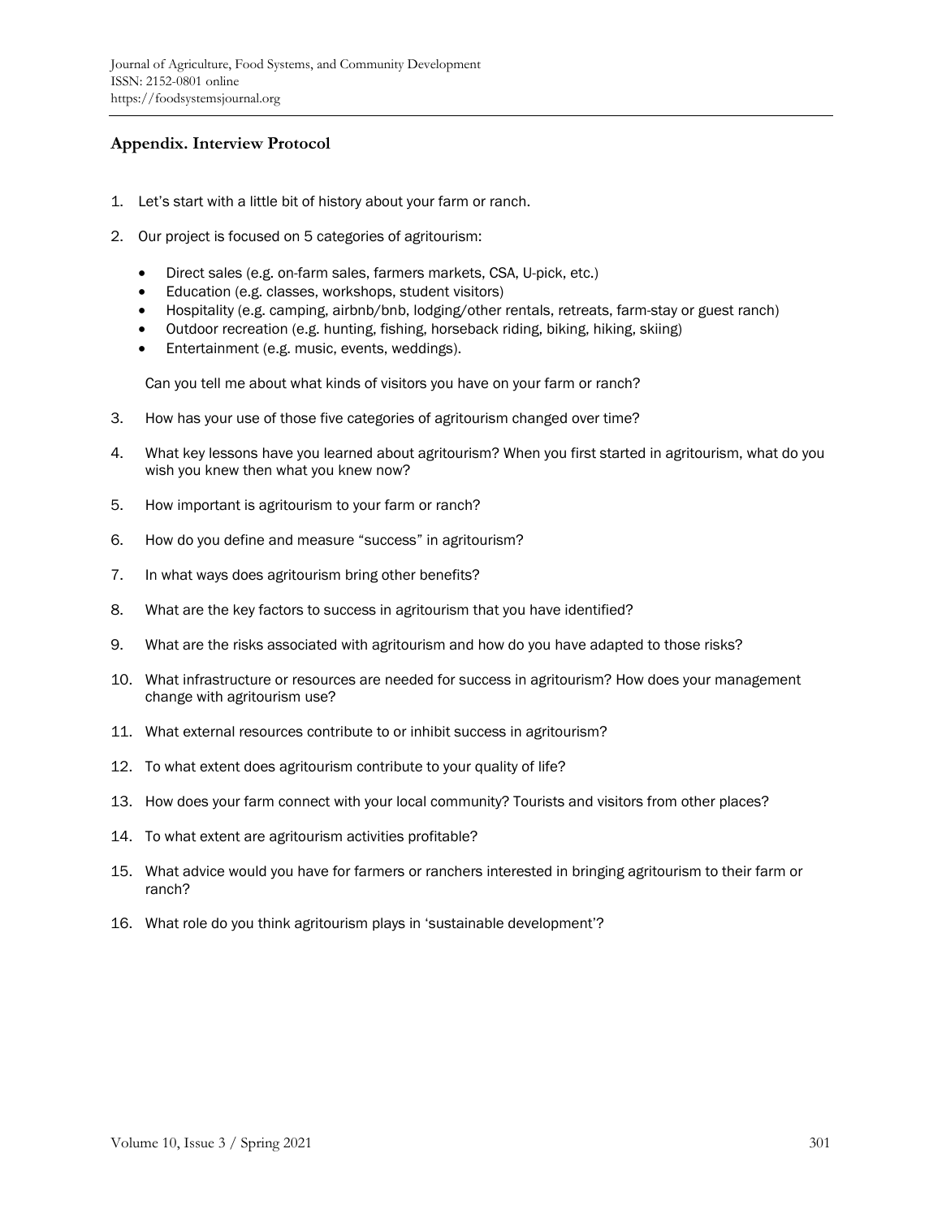## Appendix. Interview Protocol

1. Let's start with a little bit of history about your farm or ranch.
2. Our project is focused on 5 categories of agritourism:
   - Direct sales (e.g. on-farm sales, farmers markets, CSA, U-pick, etc.)
   - Education (e.g. classes, workshops, student visitors)
   - Hospitality (e.g. camping, airbnb/bnb, lodging/other rentals, retreats, farm-stay or guest ranch)
   - Outdoor recreation (e.g. hunting, fishing, horseback riding, biking, hiking, skiing)
   - Entertainment (e.g. music, events, weddings).

   Can you tell me about what kinds of visitors you have on your farm or ranch?
3. How has your use of those five categories of agritourism changed over time?
4. What key lessons have you learned about agritourism? When you first started in agritourism, what do you wish you knew then what you knew now?
5. How important is agritourism to your farm or ranch?
6. How do you define and measure "success" in agritourism?
7. In what ways does agritourism bring other benefits?
8. What are the key factors to success in agritourism that you have identified?
9. What are the risks associated with agritourism and how do you have adapted to those risks?
10. What infrastructure or resources are needed for success in agritourism? How does your management change with agritourism use?
11. What external resources contribute to or inhibit success in agritourism?
12. To what extent does agritourism contribute to your quality of life?
13. How does your farm connect with your local community? Tourists and visitors from other places?
14. To what extent are agritourism activities profitable?
15. What advice would you have for farmers or ranchers interested in bringing agritourism to their farm or ranch?
16. What role do you think agritourism plays in 'sustainable development'?